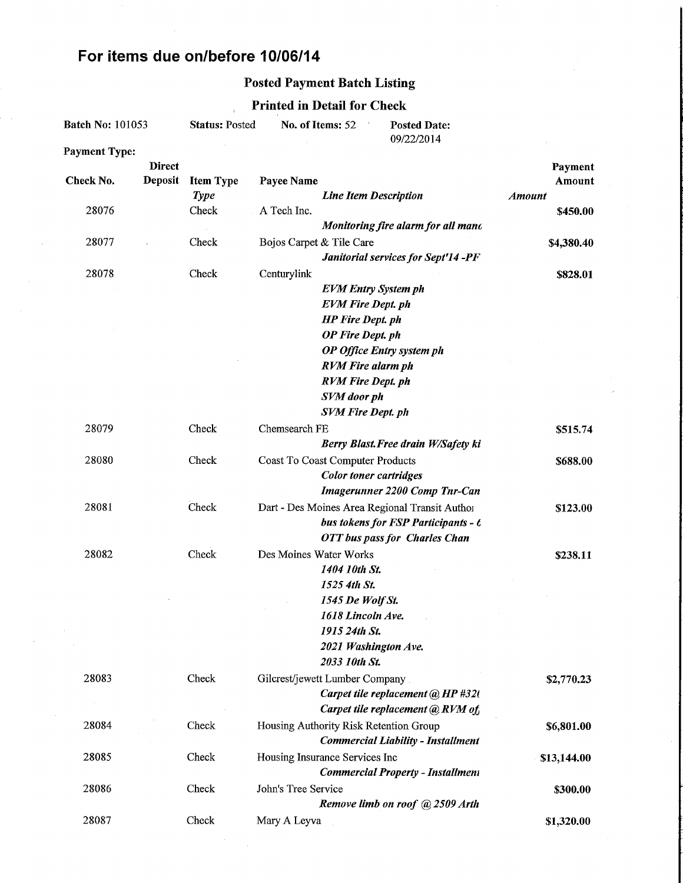## For items due on/before 10/06/14

### Posted Payment Batch Listing

### Printed in Detail for Check

**Batch No:** 101053 **Status:** Posted **No. of Items:** 52 **Posted Date:** 09/22/2014

**Payment Type:**

| Check No. | Direct Deposit | Item Type *Type* | Payee Name *Line Item Description* | Payment Amount *Amount* |
|---|---|---|---|---|
| 28076 | | Check | A Tech Inc. | **$450.00** |
| | | | ***Monitoring fire alarm for all mana*** | |
| 28077 | | Check | Bojos Carpet & Tile Care | **$4,380.40** |
| | | | ***Janitorial services for Sept'14 -PF*** | |
| 28078 | | Check | Centurylink | **$828.01** |
| | | | ***EVM Entry System ph*** | |
| | | | ***EVM Fire Dept. ph*** | |
| | | | ***HP Fire Dept. ph*** | |
| | | | ***OP Fire Dept. ph*** | |
| | | | ***OP Office Entry system ph*** | |
| | | | ***RVM Fire alarm ph*** | |
| | | | ***RVM Fire Dept. ph*** | |
| | | | ***SVM door ph*** | |
| | | | ***SVM Fire Dept. ph*** | |
| 28079 | | Check | Chemsearch FE | **$515.74** |
| | | | ***Berry Blast.Free drain W/Safety ki*** | |
| 28080 | | Check | Coast To Coast Computer Products | **$688.00** |
| | | | ***Color toner cartridges*** | |
| | | | ***Imagerunner 2200 Comp Tnr-Can*** | |
| 28081 | | Check | Dart - Des Moines Area Regional Transit Authoi | **$123.00** |
| | | | ***bus tokens for FSP Participants - 6*** | |
| | | | ***OTT bus pass for Charles Chan*** | |
| 28082 | | Check | Des Moines Water Works | **$238.11** |
| | | | ***1404 10th St.*** | |
| | | | ***1525 4th St.*** | |
| | | | ***1545 De Wolf St.*** | |
| | | | ***1618 Lincoln Ave.*** | |
| | | | ***1915 24th St.*** | |
| | | | ***2021 Washington Ave.*** | |
| | | | ***2033 10th St.*** | |
| 28083 | | Check | Gilcrest/jewett Lumber Company | **$2,770.23** |
| | | | ***Carpet tile replacement @ HP #32(*** | |
| | | | ***Carpet tile replacement @ RVM of*** | |
| 28084 | | Check | Housing Authority Risk Retention Group | **$6,801.00** |
| | | | ***Commercial Liability - Installment*** | |
| 28085 | | Check | Housing Insurance Services Inc | **$13,144.00** |
| | | | ***Commercial Property - Installmen*** | |
| 28086 | | Check | John's Tree Service | **$300.00** |
| | | | ***Remove limb on roof @ 2509 Arth*** | |
| 28087 | | Check | Mary A Leyva | **$1,320.00** |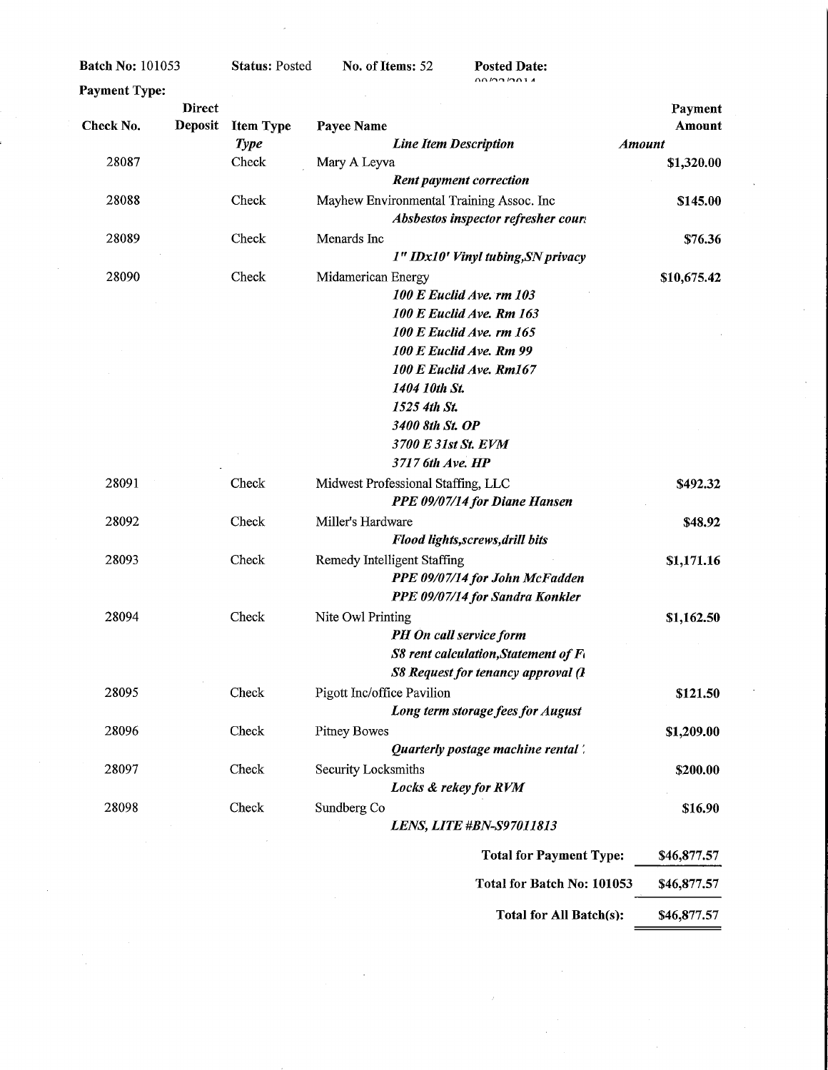**Batch No:** 101053 **Status:** Posted **No. of Items:** 52 **Posted Date:** 09/22/2014

**Payment Type:**

| Check No. | Direct Deposit | Item Type *Type* | Payee Name *Line Item Description* | Payment Amount *Amount* |
|---|---|---|---|---|
| 28087 | | Check | Mary A Leyva | $1,320.00 |
| | | | *Rent payment correction* | |
| 28088 | | Check | Mayhew Environmental Training Assoc. Inc | $145.00 |
| | | | *Absbestos inspector refresher cour* | |
| 28089 | | Check | Menards Inc | $76.36 |
| | | | *1" IDx10' Vinyl tubing,SN privacy* | |
| 28090 | | Check | Midamerican Energy | $10,675.42 |
| | | | *100 E Euclid Ave. rm 103* | |
| | | | *100 E Euclid Ave. Rm 163* | |
| | | | *100 E Euclid Ave. rm 165* | |
| | | | *100 E Euclid Ave. Rm 99* | |
| | | | *100 E Euclid Ave. Rm167* | |
| | | | *1404 10th St.* | |
| | | | *1525 4th St.* | |
| | | | *3400 8th St. OP* | |
| | | | *3700 E 31st St. EVM* | |
| | | | *3717 6th Ave. HP* | |
| 28091 | | Check | Midwest Professional Staffing, LLC | $492.32 |
| | | | *PPE 09/07/14 for Diane Hansen* | |
| 28092 | | Check | Miller's Hardware | $48.92 |
| | | | *Flood lights,screws,drill bits* | |
| 28093 | | Check | Remedy Intelligent Staffing | $1,171.16 |
| | | | *PPE 09/07/14 for John McFadden* | |
| | | | *PPE 09/07/14 for Sandra Konkler* | |
| 28094 | | Check | Nite Owl Printing | $1,162.50 |
| | | | *PH On call service form* | |
| | | | *S8 rent calculation,Statement of F* | |
| | | | *S8 Request for tenancy approval (1* | |
| 28095 | | Check | Pigott Inc/office Pavilion | $121.50 |
| | | | *Long term storage fees for August* | |
| 28096 | | Check | Pitney Bowes | $1,209.00 |
| | | | *Quarterly postage machine rental* | |
| 28097 | | Check | Security Locksmiths | $200.00 |
| | | | *Locks & rekey for RVM* | |
| 28098 | | Check | Sundberg Co | $16.90 |
| | | | *LENS, LITE #BN-S97011813* | |

**Total for Payment Type:** $46,877.57

**Total for Batch No: 101053** $46,877.57

**Total for All Batch(s):** $46,877.57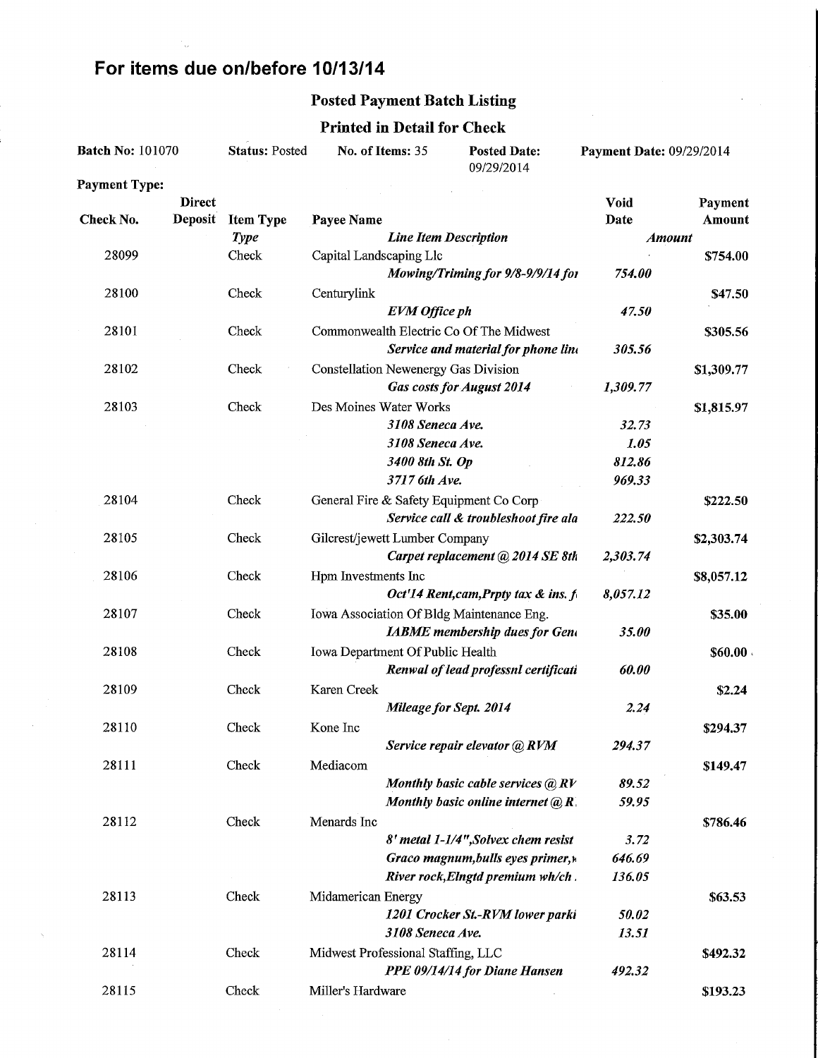# For items due on/before 10/13/14

## Posted Payment Batch Listing

### Printed in Detail for Check

**Batch No:** 101070 **Status:** Posted **No. of Items:** 35 **Posted Date:** 09/29/2014 **Payment Date:** 09/29/2014

**Payment Type:**

| Check No. | Direct Deposit | Item Type / *Type* | Payee Name / *Line Item Description* | Void Date / *Amount* | Payment Amount |
|---|---|---|---|---|---|
| 28099 | | Check | Capital Landscaping Llc | | $754.00 |
| | | | *Mowing/Triming for 9/8-9/9/14 foi* | *754.00* | |
| 28100 | | Check | Centurylink | | $47.50 |
| | | | *EVM Office ph* | *47.50* | |
| 28101 | | Check | Commonwealth Electric Co Of The Midwest | | $305.56 |
| | | | *Service and material for phone lin* | *305.56* | |
| 28102 | | Check | Constellation Newenergy Gas Division | | $1,309.77 |
| | | | *Gas costs for August 2014* | *1,309.77* | |
| 28103 | | Check | Des Moines Water Works | | $1,815.97 |
| | | | *3108 Seneca Ave.* | *32.73* | |
| | | | *3108 Seneca Ave.* | *1.05* | |
| | | | *3400 8th St. Op* | *812.86* | |
| | | | *3717 6th Ave.* | *969.33* | |
| 28104 | | Check | General Fire & Safety Equipment Co Corp | | $222.50 |
| | | | *Service call & troubleshoot fire ala* | *222.50* | |
| 28105 | | Check | Gilcrest/jewett Lumber Company | | $2,303.74 |
| | | | *Carpet replacement @ 2014 SE 8th* | *2,303.74* | |
| 28106 | | Check | Hpm Investments Inc | | $8,057.12 |
| | | | *Oct'14 Rent,cam,Prpty tax & ins. f* | *8,057.12* | |
| 28107 | | Check | Iowa Association Of Bldg Maintenance Eng. | | $35.00 |
| | | | *IABME membership dues for Gen* | *35.00* | |
| 28108 | | Check | Iowa Department Of Public Health | | $60.00 |
| | | | *Renwal of lead professnl certificati* | *60.00* | |
| 28109 | | Check | Karen Creek | | $2.24 |
| | | | *Mileage for Sept. 2014* | *2.24* | |
| 28110 | | Check | Kone Inc | | $294.37 |
| | | | *Service repair elevator @ RVM* | *294.37* | |
| 28111 | | Check | Mediacom | | $149.47 |
| | | | *Monthly basic cable services @ RV* | *89.52* | |
| | | | *Monthly basic online internet @ R* | *59.95* | |
| 28112 | | Check | Menards Inc | | $786.46 |
| | | | *8' metal 1-1/4",Solvex chem resist* | *3.72* | |
| | | | *Graco magnum,bulls eyes primer,* | *646.69* | |
| | | | *River rock,Elngtd premium wh/ch* | *136.05* | |
| 28113 | | Check | Midamerican Energy | | $63.53 |
| | | | *1201 Crocker St.-RVM lower parki* | *50.02* | |
| | | | *3108 Seneca Ave.* | *13.51* | |
| 28114 | | Check | Midwest Professional Staffing, LLC | | $492.32 |
| | | | *PPE 09/14/14 for Diane Hansen* | *492.32* | |
| 28115 | | Check | Miller's Hardware | | $193.23 |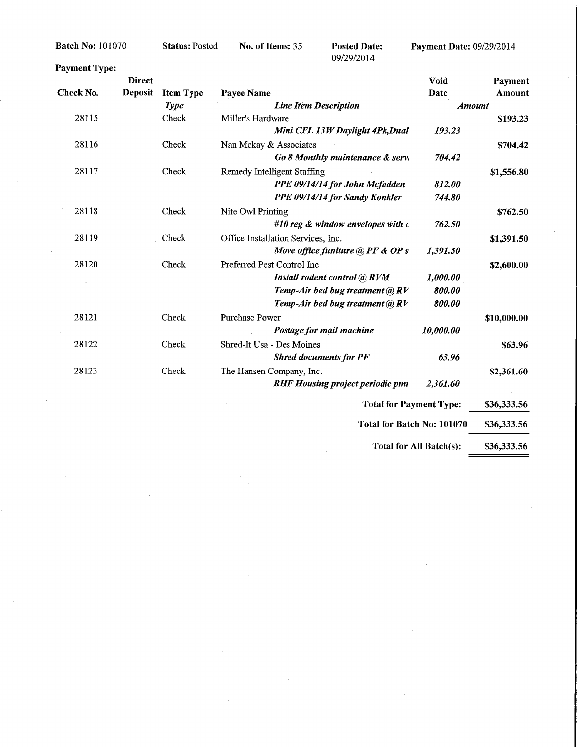**Batch No:** 101070 **Status:** Posted **No. of Items:** 35 **Posted Date:** 09/29/2014 **Payment Date:** 09/29/2014

**Payment Type:**

| Check No. | Direct Deposit | Item Type / *Type* | Payee Name / *Line Item Description* | Void Date / *Amount* | Payment Amount |
|---|---|---|---|---|---|
| 28115 | | Check | Miller's Hardware | | $193.23 |
| | | | *Mini CFL 13W Daylight 4Pk,Dual* | *193.23* | |
| 28116 | | Check | Nan Mckay & Associates | | $704.42 |
| | | | *Go 8 Monthly maintenance & serv* | *704.42* | |
| 28117 | | Check | Remedy Intelligent Staffing | | $1,556.80 |
| | | | *PPE 09/14/14 for John Mcfadden* | *812.00* | |
| | | | *PPE 09/14/14 for Sandy Konkler* | *744.80* | |
| 28118 | | Check | Nite Owl Printing | | $762.50 |
| | | | *#10 reg & window envelopes with c* | *762.50* | |
| 28119 | | Check | Office Installation Services, Inc. | | $1,391.50 |
| | | | *Move office funiture @ PF & OP s* | *1,391.50* | |
| 28120 | | Check | Preferred Pest Control Inc | | $2,600.00 |
| | | | *Install rodent control @ RVM* | *1,000.00* | |
| | | | *Temp-Air bed bug treatment @ RV* | *800.00* | |
| | | | *Temp-Air bed bug treatment @ RV* | *800.00* | |
| 28121 | | Check | Purchase Power | | $10,000.00 |
| | | | *Postage for mail machine* | *10,000.00* | |
| 28122 | | Check | Shred-It Usa - Des Moines | | $63.96 |
| | | | *Shred documents for PF* | *63.96* | |
| 28123 | | Check | The Hansen Company, Inc. | | $2,361.60 |
| | | | *RHF Housing project periodic pmt* | *2,361.60* | |

**Total for Payment Type:** $36,333.56

**Total for Batch No: 101070** $36,333.56

**Total for All Batch(s):** $36,333.56